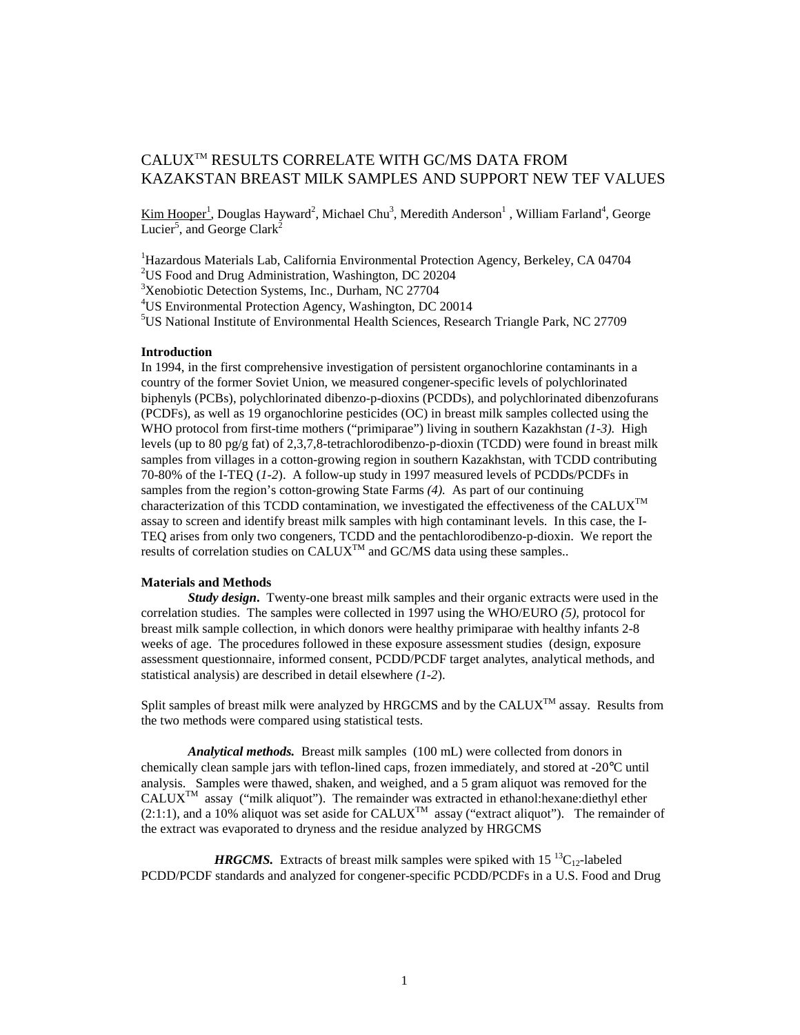# CALUX™ RESULTS CORRELATE WITH GC/MS DATA FROM KAZAKSTAN BREAST MILK SAMPLES AND SUPPORT NEW TEF VALUES

Kim Hooper[1], Douglas Hayward[2], Michael Chu[3], Meredith Anderson[1] , William Farland[4], George Lucier[5], and George Clark[2]

[1]Hazardous Materials Lab, California Environmental Protection Agency, Berkeley, CA 04704
[2]US Food and Drug Administration, Washington, DC 20204
[3]Xenobiotic Detection Systems, Inc., Durham, NC 27704
[4]US Environmental Protection Agency, Washington, DC 20014
[5]US National Institute of Environmental Health Sciences, Research Triangle Park, NC 27709

## Introduction

In 1994, in the first comprehensive investigation of persistent organochlorine contaminants in a country of the former Soviet Union, we measured congener-specific levels of polychlorinated biphenyls (PCBs), polychlorinated dibenzo-p-dioxins (PCDDs), and polychlorinated dibenzofurans (PCDFs), as well as 19 organochlorine pesticides (OC) in breast milk samples collected using the WHO protocol from first-time mothers ("primiparae") living in southern Kazakhstan *(1-3)*. High levels (up to 80 pg/g fat) of 2,3,7,8-tetrachlorodibenzo-p-dioxin (TCDD) were found in breast milk samples from villages in a cotton-growing region in southern Kazakhstan, with TCDD contributing 70-80% of the I-TEQ (*1-2*). A follow-up study in 1997 measured levels of PCDDs/PCDFs in samples from the region's cotton-growing State Farms *(4)*. As part of our continuing characterization of this TCDD contamination, we investigated the effectiveness of the CALUX™ assay to screen and identify breast milk samples with high contaminant levels. In this case, the I-TEQ arises from only two congeners, TCDD and the pentachlorodibenzo-p-dioxin. We report the results of correlation studies on CALUX™ and GC/MS data using these samples..

## Materials and Methods

***Study design*.** Twenty-one breast milk samples and their organic extracts were used in the correlation studies. The samples were collected in 1997 using the WHO/EURO *(5)*, protocol for breast milk sample collection, in which donors were healthy primiparae with healthy infants 2-8 weeks of age. The procedures followed in these exposure assessment studies (design, exposure assessment questionnaire, informed consent, PCDD/PCDF target analytes, analytical methods, and statistical analysis) are described in detail elsewhere *(1-2)*.

Split samples of breast milk were analyzed by HRGCMS and by the CALUX™ assay. Results from the two methods were compared using statistical tests.

***Analytical methods.*** Breast milk samples (100 mL) were collected from donors in chemically clean sample jars with teflon-lined caps, frozen immediately, and stored at -20°C until analysis. Samples were thawed, shaken, and weighed, and a 5 gram aliquot was removed for the CALUX™ assay ("milk aliquot"). The remainder was extracted in ethanol:hexane:diethyl ether (2:1:1), and a 10% aliquot was set aside for CALUX™ assay ("extract aliquot"). The remainder of the extract was evaporated to dryness and the residue analyzed by HRGCMS

***HRGCMS.*** Extracts of breast milk samples were spiked with 15 $^{13}C_{12}$-labeled PCDD/PCDF standards and analyzed for congener-specific PCDD/PCDFs in a U.S. Food and Drug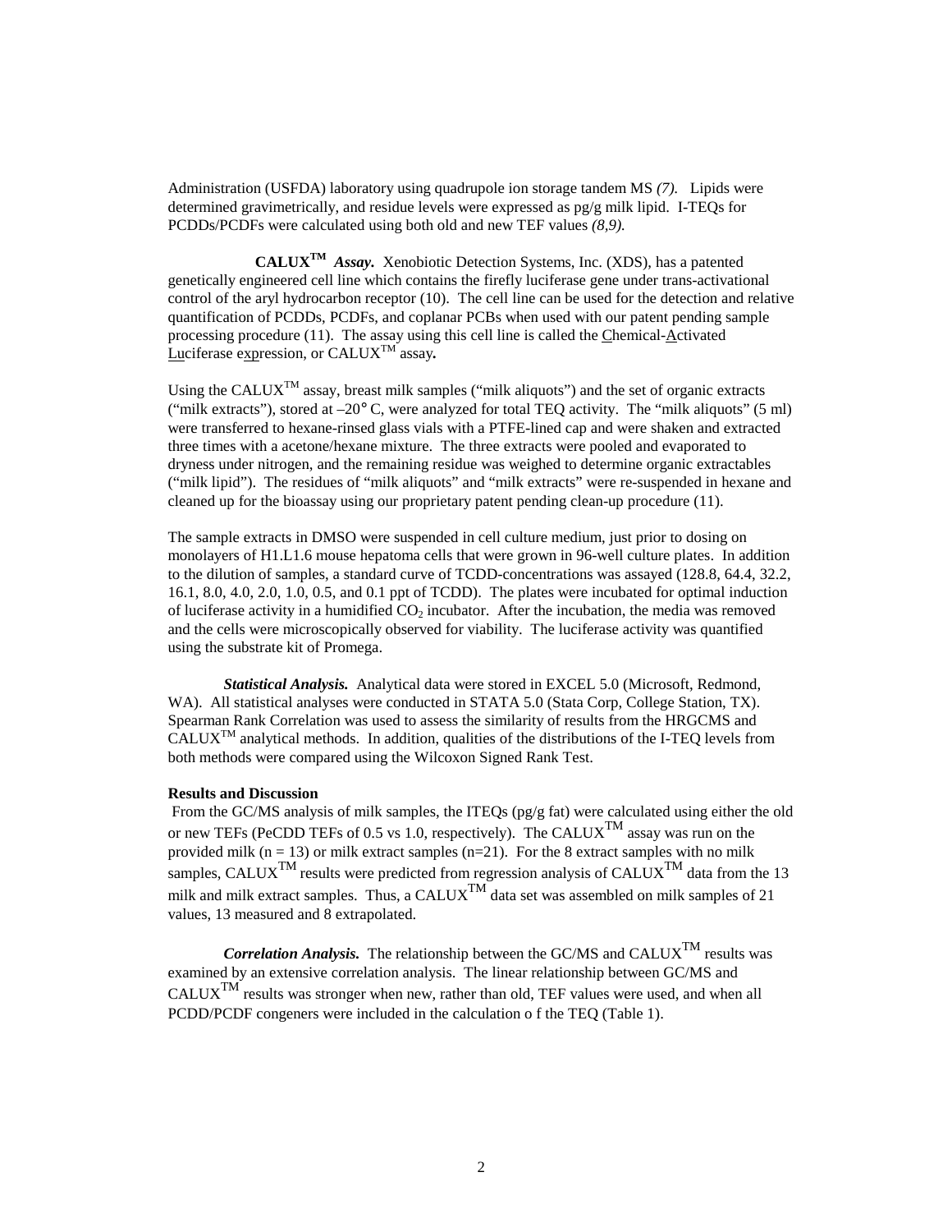Administration (USFDA) laboratory using quadrupole ion storage tandem MS *(7).* Lipids were determined gravimetrically, and residue levels were expressed as pg/g milk lipid. I-TEQs for PCDDs/PCDFs were calculated using both old and new TEF values *(8,9).*

**CALUX™ *Assay.*** Xenobiotic Detection Systems, Inc. (XDS), has a patented genetically engineered cell line which contains the firefly luciferase gene under trans-activational control of the aryl hydrocarbon receptor (10). The cell line can be used for the detection and relative quantification of PCDDs, PCDFs, and coplanar PCBs when used with our patent pending sample processing procedure (11). The assay using this cell line is called the Chemical-Activated Luciferase expression, or CALUX™ assay**.**

Using the CALUX™ assay, breast milk samples ("milk aliquots") and the set of organic extracts ("milk extracts"), stored at –20° C, were analyzed for total TEQ activity. The "milk aliquots" (5 ml) were transferred to hexane-rinsed glass vials with a PTFE-lined cap and were shaken and extracted three times with a acetone/hexane mixture. The three extracts were pooled and evaporated to dryness under nitrogen, and the remaining residue was weighed to determine organic extractables ("milk lipid"). The residues of "milk aliquots" and "milk extracts" were re-suspended in hexane and cleaned up for the bioassay using our proprietary patent pending clean-up procedure (11).

The sample extracts in DMSO were suspended in cell culture medium, just prior to dosing on monolayers of H1.L1.6 mouse hepatoma cells that were grown in 96-well culture plates. In addition to the dilution of samples, a standard curve of TCDD-concentrations was assayed (128.8, 64.4, 32.2, 16.1, 8.0, 4.0, 2.0, 1.0, 0.5, and 0.1 ppt of TCDD). The plates were incubated for optimal induction of luciferase activity in a humidified $CO_2$ incubator. After the incubation, the media was removed and the cells were microscopically observed for viability. The luciferase activity was quantified using the substrate kit of Promega.

***Statistical Analysis.*** Analytical data were stored in EXCEL 5.0 (Microsoft, Redmond, WA). All statistical analyses were conducted in STATA 5.0 (Stata Corp, College Station, TX). Spearman Rank Correlation was used to assess the similarity of results from the HRGCMS and CALUX™ analytical methods. In addition, qualities of the distributions of the I-TEQ levels from both methods were compared using the Wilcoxon Signed Rank Test.

**Results and Discussion**

From the GC/MS analysis of milk samples, the ITEQs (pg/g fat) were calculated using either the old or new TEFs (PeCDD TEFs of 0.5 vs 1.0, respectively). The CALUX™ assay was run on the provided milk ($n = 13$) or milk extract samples ($n=21$). For the 8 extract samples with no milk samples, CALUX™ results were predicted from regression analysis of CALUX™ data from the 13 milk and milk extract samples. Thus, a CALUX™ data set was assembled on milk samples of 21 values, 13 measured and 8 extrapolated.

***Correlation Analysis.*** The relationship between the GC/MS and CALUX™ results was examined by an extensive correlation analysis. The linear relationship between GC/MS and CALUX™ results was stronger when new, rather than old, TEF values were used, and when all PCDD/PCDF congeners were included in the calculation o f the TEQ (Table 1).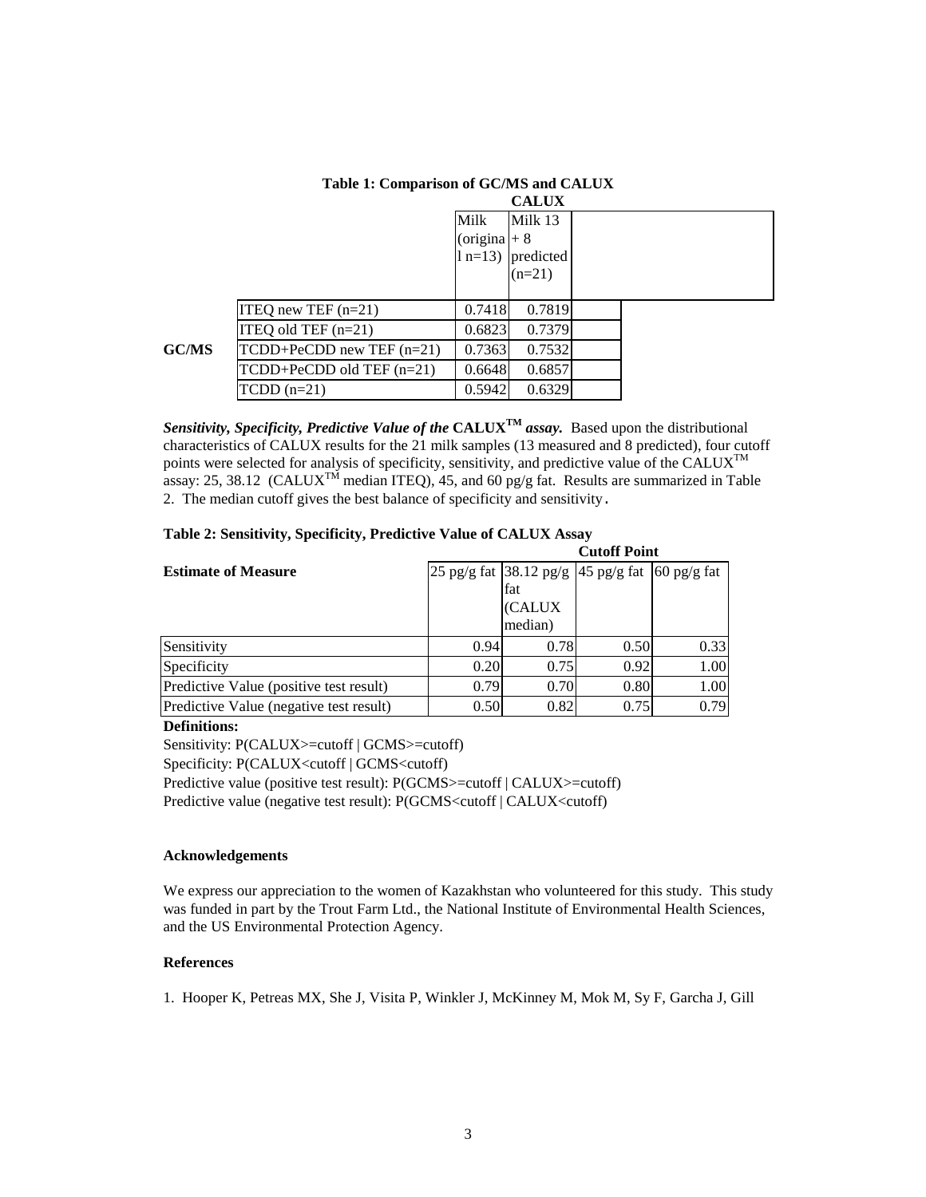**Table 1: Comparison of GC/MS and CALUX**

| | | CALUX | |
|---|---|---|---|
| | | Milk (original n=13) | Milk 13 + 8 predicted (n=21) |
| GC/MS | ITEQ new TEF (n=21) | 0.7418 | 0.7819 |
| | ITEQ old TEF (n=21) | 0.6823 | 0.7379 |
| | TCDD+PeCDD new TEF (n=21) | 0.7363 | 0.7532 |
| | TCDD+PeCDD old TEF (n=21) | 0.6648 | 0.6857 |
| | TCDD (n=21) | 0.5942 | 0.6329 |

***Sensitivity, Specificity, Predictive Value of the* CALUX$^{TM}$ *assay.*** Based upon the distributional characteristics of CALUX results for the 21 milk samples (13 measured and 8 predicted), four cutoff points were selected for analysis of specificity, sensitivity, and predictive value of the CALUX$^{TM}$ assay: 25, 38.12 (CALUX$^{TM}$ median ITEQ), 45, and 60 pg/g fat. Results are summarized in Table 2. The median cutoff gives the best balance of specificity and sensitivity.

**Table 2: Sensitivity, Specificity, Predictive Value of CALUX Assay**

| | Cutoff Point | | | |
|---|---|---|---|---|
| **Estimate of Measure** | 25 pg/g fat | 38.12 pg/g fat (CALUX median) | 45 pg/g fat | 60 pg/g fat |
| Sensitivity | 0.94 | 0.78 | 0.50 | 0.33 |
| Specificity | 0.20 | 0.75 | 0.92 | 1.00 |
| Predictive Value (positive test result) | 0.79 | 0.70 | 0.80 | 1.00 |
| Predictive Value (negative test result) | 0.50 | 0.82 | 0.75 | 0.79 |

**Definitions:**

Sensitivity: P(CALUX>=cutoff | GCMS>=cutoff)

Specificity: P(CALUX<cutoff | GCMS<cutoff)

Predictive value (positive test result): P(GCMS>=cutoff | CALUX>=cutoff)

Predictive value (negative test result): P(GCMS<cutoff | CALUX<cutoff)

**Acknowledgements**

We express our appreciation to the women of Kazakhstan who volunteered for this study. This study was funded in part by the Trout Farm Ltd., the National Institute of Environmental Health Sciences, and the US Environmental Protection Agency.

**References**

1. Hooper K, Petreas MX, She J, Visita P, Winkler J, McKinney M, Mok M, Sy F, Garcha J, Gill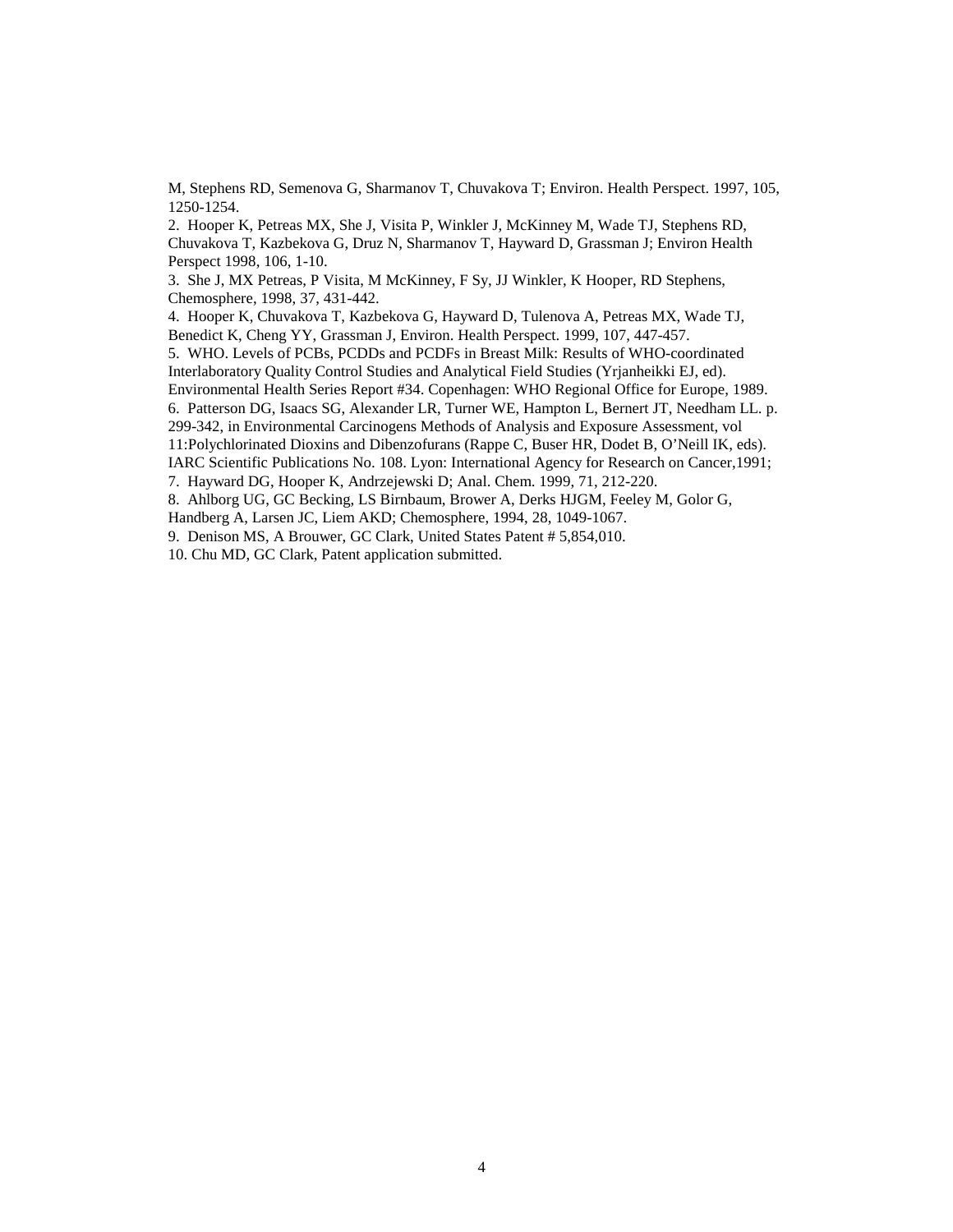M, Stephens RD, Semenova G, Sharmanov T, Chuvakova T; Environ. Health Perspect. 1997, 105, 1250-1254.

2. Hooper K, Petreas MX, She J, Visita P, Winkler J, McKinney M, Wade TJ, Stephens RD, Chuvakova T, Kazbekova G, Druz N, Sharmanov T, Hayward D, Grassman J; Environ Health Perspect 1998, 106, 1-10.

3. She J, MX Petreas, P Visita, M McKinney, F Sy, JJ Winkler, K Hooper, RD Stephens, Chemosphere, 1998, 37, 431-442.

4. Hooper K, Chuvakova T, Kazbekova G, Hayward D, Tulenova A, Petreas MX, Wade TJ, Benedict K, Cheng YY, Grassman J, Environ. Health Perspect. 1999, 107, 447-457.

5. WHO. Levels of PCBs, PCDDs and PCDFs in Breast Milk: Results of WHO-coordinated Interlaboratory Quality Control Studies and Analytical Field Studies (Yrjanheikki EJ, ed). Environmental Health Series Report #34. Copenhagen: WHO Regional Office for Europe, 1989.

6. Patterson DG, Isaacs SG, Alexander LR, Turner WE, Hampton L, Bernert JT, Needham LL. p. 299-342, in Environmental Carcinogens Methods of Analysis and Exposure Assessment, vol 11:Polychlorinated Dioxins and Dibenzofurans (Rappe C, Buser HR, Dodet B, O'Neill IK, eds). IARC Scientific Publications No. 108. Lyon: International Agency for Research on Cancer,1991;

7. Hayward DG, Hooper K, Andrzejewski D; Anal. Chem. 1999, 71, 212-220.

8. Ahlborg UG, GC Becking, LS Birnbaum, Brower A, Derks HJGM, Feeley M, Golor G, Handberg A, Larsen JC, Liem AKD; Chemosphere, 1994, 28, 1049-1067.

9. Denison MS, A Brouwer, GC Clark, United States Patent # 5,854,010.

10. Chu MD, GC Clark, Patent application submitted.